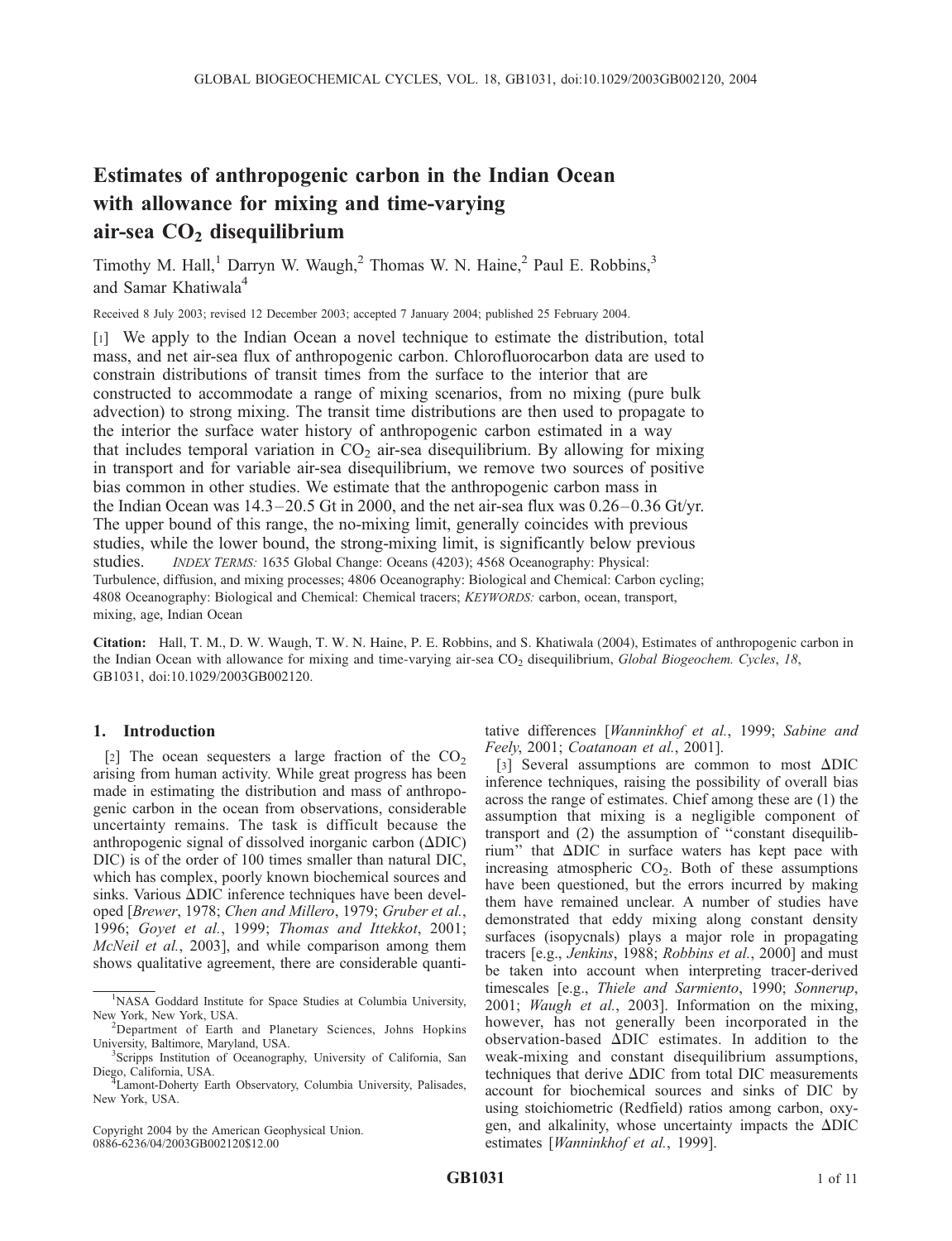# Estimates of anthropogenic carbon in the Indian Ocean with allowance for mixing and time-varying air-sea $CO_2$ disequilibrium

Timothy M. Hall,[1] Darryn W. Waugh,[2] Thomas W. N. Haine,[2] Paul E. Robbins,[3] and Samar Khatiwala[4]

Received 8 July 2003; revised 12 December 2003; accepted 7 January 2004; published 25 February 2004.

[1] We apply to the Indian Ocean a novel technique to estimate the distribution, total mass, and net air-sea flux of anthropogenic carbon. Chlorofluorocarbon data are used to constrain distributions of transit times from the surface to the interior that are constructed to accommodate a range of mixing scenarios, from no mixing (pure bulk advection) to strong mixing. The transit time distributions are then used to propagate to the interior the surface water history of anthropogenic carbon estimated in a way that includes temporal variation in $CO_2$ air-sea disequilibrium. By allowing for mixing in transport and for variable air-sea disequilibrium, we remove two sources of positive bias common in other studies. We estimate that the anthropogenic carbon mass in the Indian Ocean was 14.3–20.5 Gt in 2000, and the net air-sea flux was 0.26–0.36 Gt/yr. The upper bound of this range, the no-mixing limit, generally coincides with previous studies, while the lower bound, the strong-mixing limit, is significantly below previous studies. *INDEX TERMS:* 1635 Global Change: Oceans (4203); 4568 Oceanography: Physical: Turbulence, diffusion, and mixing processes; 4806 Oceanography: Biological and Chemical: Carbon cycling; 4808 Oceanography: Biological and Chemical: Chemical tracers; *KEYWORDS:* carbon, ocean, transport, mixing, age, Indian Ocean

**Citation:** Hall, T. M., D. W. Waugh, T. W. N. Haine, P. E. Robbins, and S. Khatiwala (2004), Estimates of anthropogenic carbon in the Indian Ocean with allowance for mixing and time-varying air-sea $CO_2$ disequilibrium, *Global Biogeochem. Cycles*, *18*, GB1031, doi:10.1029/2003GB002120.

## 1. Introduction

[2] The ocean sequesters a large fraction of the $CO_2$ arising from human activity. While great progress has been made in estimating the distribution and mass of anthropogenic carbon in the ocean from observations, considerable uncertainty remains. The task is difficult because the anthropogenic signal of dissolved inorganic carbon ($\Delta$DIC) DIC) is of the order of 100 times smaller than natural DIC, which has complex, poorly known biochemical sources and sinks. Various $\Delta$DIC inference techniques have been developed [*Brewer*, 1978; *Chen and Millero*, 1979; *Gruber et al.*, 1996; *Goyet et al.*, 1999; *Thomas and Ittekkot*, 2001; *McNeil et al.*, 2003], and while comparison among them shows qualitative agreement, there are considerable quantitative differences [*Wanninkhof et al.*, 1999; *Sabine and Feely*, 2001; *Coatanoan et al.*, 2001].

[3] Several assumptions are common to most $\Delta$DIC inference techniques, raising the possibility of overall bias across the range of estimates. Chief among these are (1) the assumption that mixing is a negligible component of transport and (2) the assumption of "constant disequilibrium" that $\Delta$DIC in surface waters has kept pace with increasing atmospheric $CO_2$. Both of these assumptions have been questioned, but the errors incurred by making them have remained unclear. A number of studies have demonstrated that eddy mixing along constant density surfaces (isopycnals) plays a major role in propagating tracers [e.g., *Jenkins*, 1988; *Robbins et al.*, 2000] and must be taken into account when interpreting tracer-derived timescales [e.g., *Thiele and Sarmiento*, 1990; *Sonnerup*, 2001; *Waugh et al.*, 2003]. Information on the mixing, however, has not generally been incorporated in the observation-based $\Delta$DIC estimates. In addition to the weak-mixing and constant disequilibrium assumptions, techniques that derive $\Delta$DIC from total DIC measurements account for biochemical sources and sinks of DIC by using stoichiometric (Redfield) ratios among carbon, oxygen, and alkalinity, whose uncertainty impacts the $\Delta$DIC estimates [*Wanninkhof et al.*, 1999].

---

[1] NASA Goddard Institute for Space Studies at Columbia University, New York, New York, USA.

[2] Department of Earth and Planetary Sciences, Johns Hopkins University, Baltimore, Maryland, USA.

[3] Scripps Institution of Oceanography, University of California, San Diego, California, USA.

[4] Lamont-Doherty Earth Observatory, Columbia University, Palisades, New York, USA.

Copyright 2004 by the American Geophysical Union.
0886-6236/04/2003GB002120$12.00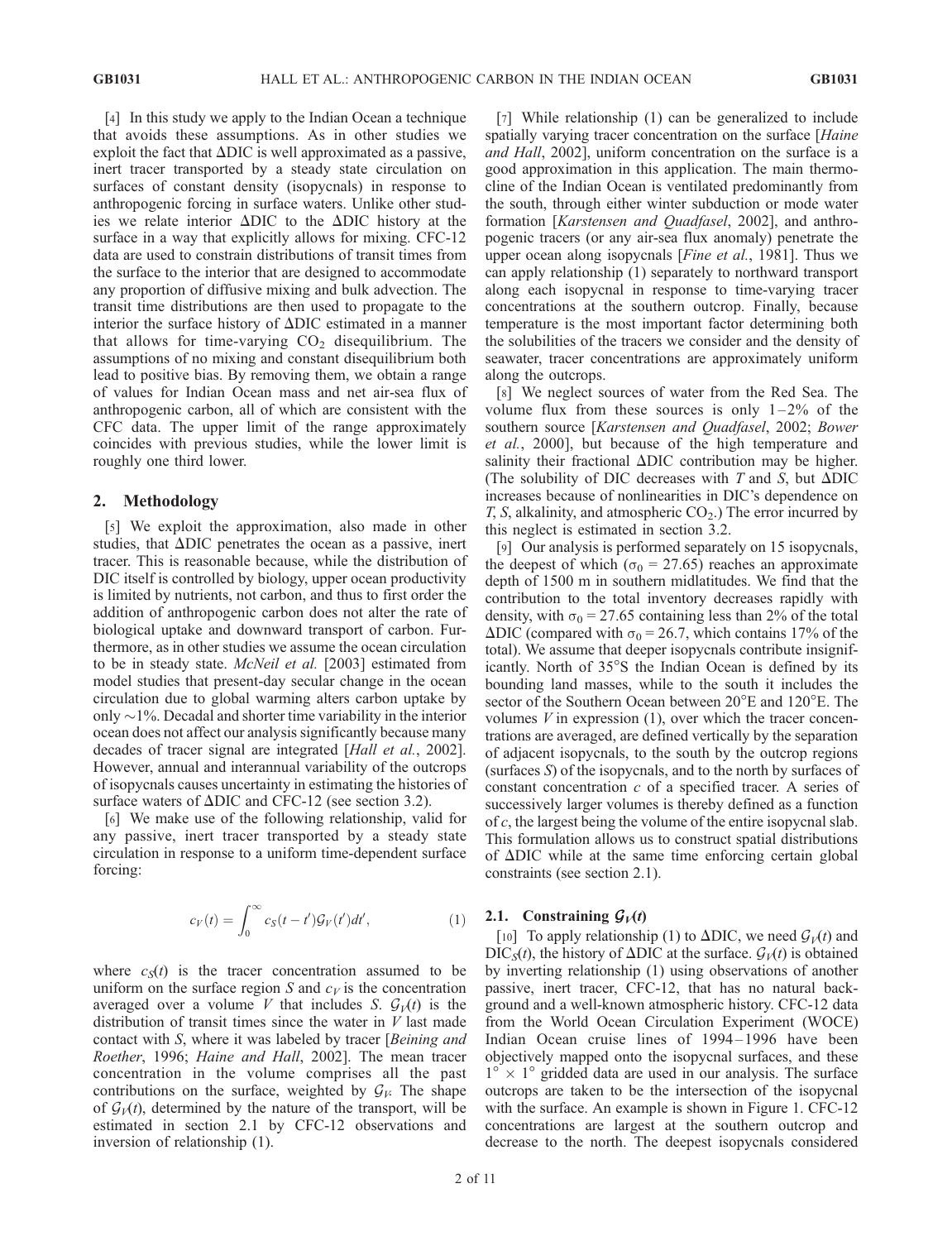[4] In this study we apply to the Indian Ocean a technique that avoids these assumptions. As in other studies we exploit the fact that ΔDIC is well approximated as a passive, inert tracer transported by a steady state circulation on surfaces of constant density (isopycnals) in response to anthropogenic forcing in surface waters. Unlike other studies we relate interior ΔDIC to the ΔDIC history at the surface in a way that explicitly allows for mixing. CFC-12 data are used to constrain distributions of transit times from the surface to the interior that are designed to accommodate any proportion of diffusive mixing and bulk advection. The transit time distributions are then used to propagate to the interior the surface history of ΔDIC estimated in a manner that allows for time-varying $CO_2$ disequilibrium. The assumptions of no mixing and constant disequilibrium both lead to positive bias. By removing them, we obtain a range of values for Indian Ocean mass and net air-sea flux of anthropogenic carbon, all of which are consistent with the CFC data. The upper limit of the range approximately coincides with previous studies, while the lower limit is roughly one third lower.

## 2. Methodology

[5] We exploit the approximation, also made in other studies, that ΔDIC penetrates the ocean as a passive, inert tracer. This is reasonable because, while the distribution of DIC itself is controlled by biology, upper ocean productivity is limited by nutrients, not carbon, and thus to first order the addition of anthropogenic carbon does not alter the rate of biological uptake and downward transport of carbon. Furthermore, as in other studies we assume the ocean circulation to be in steady state. *McNeil et al.* [2003] estimated from model studies that present-day secular change in the ocean circulation due to global warming alters carbon uptake by only ~1%. Decadal and shorter time variability in the interior ocean does not affect our analysis significantly because many decades of tracer signal are integrated [*Hall et al.*, 2002]. However, annual and interannual variability of the outcrops of isopycnals causes uncertainty in estimating the histories of surface waters of ΔDIC and CFC-12 (see section 3.2).

[6] We make use of the following relationship, valid for any passive, inert tracer transported by a steady state circulation in response to a uniform time-dependent surface forcing:

$$c_V(t) = \int_0^\infty c_S(t - t')\mathcal{G}_V(t')dt', \tag{1}$$

where $c_S(t)$ is the tracer concentration assumed to be uniform on the surface region $S$ and $c_V$ is the concentration averaged over a volume $V$ that includes $S$. $\mathcal{G}_V(t)$ is the distribution of transit times since the water in $V$ last made contact with $S$, where it was labeled by tracer [*Beining and Roether*, 1996; *Haine and Hall*, 2002]. The mean tracer concentration in the volume comprises all the past contributions on the surface, weighted by $\mathcal{G}_V$. The shape of $\mathcal{G}_V(t)$, determined by the nature of the transport, will be estimated in section 2.1 by CFC-12 observations and inversion of relationship (1).

[7] While relationship (1) can be generalized to include spatially varying tracer concentration on the surface [*Haine and Hall*, 2002], uniform concentration on the surface is a good approximation in this application. The main thermocline of the Indian Ocean is ventilated predominantly from the south, through either winter subduction or mode water formation [*Karstensen and Quadfasel*, 2002], and anthropogenic tracers (or any air-sea flux anomaly) penetrate the upper ocean along isopycnals [*Fine et al.*, 1981]. Thus we can apply relationship (1) separately to northward transport along each isopycnal in response to time-varying tracer concentrations at the southern outcrop. Finally, because temperature is the most important factor determining both the solubilities of the tracers we consider and the density of seawater, tracer concentrations are approximately uniform along the outcrops.

[8] We neglect sources of water from the Red Sea. The volume flux from these sources is only 1–2% of the southern source [*Karstensen and Quadfasel*, 2002; *Bower et al.*, 2000], but because of the high temperature and salinity their fractional ΔDIC contribution may be higher. (The solubility of DIC decreases with $T$ and $S$, but ΔDIC increases because of nonlinearities in DIC's dependence on $T$, $S$, alkalinity, and atmospheric $CO_2$.) The error incurred by this neglect is estimated in section 3.2.

[9] Our analysis is performed separately on 15 isopycnals, the deepest of which ($\sigma_0 = 27.65$) reaches an approximate depth of 1500 m in southern midlatitudes. We find that the contribution to the total inventory decreases rapidly with density, with $\sigma_0 = 27.65$ containing less than 2% of the total ΔDIC (compared with $\sigma_0 = 26.7$, which contains 17% of the total). We assume that deeper isopycnals contribute insignificantly. North of 35°S the Indian Ocean is defined by its bounding land masses, while to the south it includes the sector of the Southern Ocean between 20°E and 120°E. The volumes $V$ in expression (1), over which the tracer concentrations are averaged, are defined vertically by the separation of adjacent isopycnals, to the south by the outcrop regions (surfaces $S$) of the isopycnals, and to the north by surfaces of constant concentration $c$ of a specified tracer. A series of successively larger volumes is thereby defined as a function of $c$, the largest being the volume of the entire isopycnal slab. This formulation allows us to construct spatial distributions of ΔDIC while at the same time enforcing certain global constraints (see section 2.1).

### 2.1. Constraining $\mathcal{G}_V(t)$

[10] To apply relationship (1) to ΔDIC, we need $\mathcal{G}_V(t)$ and $\text{DIC}_S(t)$, the history of ΔDIC at the surface. $\mathcal{G}_V(t)$ is obtained by inverting relationship (1) using observations of another passive, inert tracer, CFC-12, that has no natural background and a well-known atmospheric history. CFC-12 data from the World Ocean Circulation Experiment (WOCE) Indian Ocean cruise lines of 1994–1996 have been objectively mapped onto the isopycnal surfaces, and these $1° \times 1°$ gridded data are used in our analysis. The surface outcrops are taken to be the intersection of the isopycnal with the surface. An example is shown in Figure 1. CFC-12 concentrations are largest at the southern outcrop and decrease to the north. The deepest isopycnals considered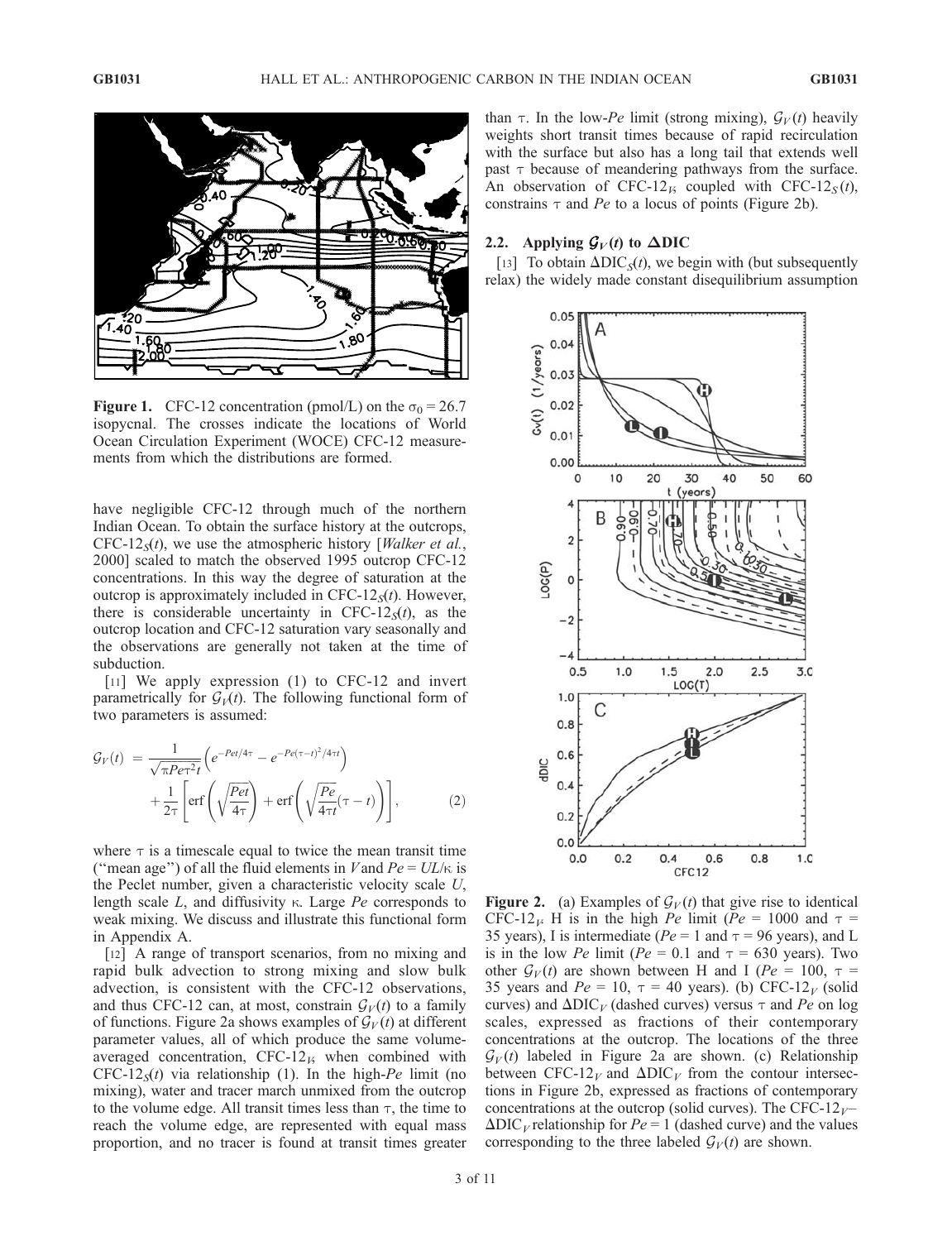**Figure 1.** CFC-12 concentration (pmol/L) on the $\sigma_0 = 26.7$ isopycnal. The crosses indicate the locations of World Ocean Circulation Experiment (WOCE) CFC-12 measurements from which the distributions are formed.

have negligible CFC-12 through much of the northern Indian Ocean. To obtain the surface history at the outcrops, CFC-$12_S(t)$, we use the atmospheric history [*Walker et al.*, 2000] scaled to match the observed 1995 outcrop CFC-12 concentrations. In this way the degree of saturation at the outcrop is approximately included in CFC-$12_S(t)$. However, there is considerable uncertainty in CFC-$12_S(t)$, as the outcrop location and CFC-12 saturation vary seasonally and the observations are generally not taken at the time of subduction.

[11] We apply expression (1) to CFC-12 and invert parametrically for $\mathcal{G}_V(t)$. The following functional form of two parameters is assumed:

$$\mathcal{G}_V(t) = \frac{1}{\sqrt{\pi Pe \tau^2 t}}\left(e^{-Pet/4\tau} - e^{-Pe(\tau-t)^2/4\tau t}\right) + \frac{1}{2\tau}\left[\text{erf}\left(\sqrt{\frac{Pet}{4\tau}}\right) + \text{erf}\left(\sqrt{\frac{Pe}{4\tau t}}(\tau - t)\right)\right], \quad (2)$$

where $\tau$ is a timescale equal to twice the mean transit time ("mean age") of all the fluid elements in $V$ and $Pe = UL/\kappa$ is the Peclet number, given a characteristic velocity scale $U$, length scale $L$, and diffusivity $\kappa$. Large $Pe$ corresponds to weak mixing. We discuss and illustrate this functional form in Appendix A.

[12] A range of transport scenarios, from no mixing and rapid bulk advection to strong mixing and slow bulk advection, is consistent with the CFC-12 observations, and thus CFC-12 can, at most, constrain $\mathcal{G}_V(t)$ to a family of functions. Figure 2a shows examples of $\mathcal{G}_V(t)$ at different parameter values, all of which produce the same volume-averaged concentration, CFC-$12_V$, when combined with CFC-$12_S(t)$ via relationship (1). In the high-$Pe$ limit (no mixing), water and tracer march unmixed from the outcrop to the volume edge. All transit times less than $\tau$, the time to reach the volume edge, are represented with equal mass proportion, and no tracer is found at transit times greater than $\tau$. In the low-$Pe$ limit (strong mixing), $\mathcal{G}_V(t)$ heavily weights short transit times because of rapid recirculation with the surface but also has a long tail that extends well past $\tau$ because of meandering pathways from the surface. An observation of CFC-$12_V$, coupled with CFC-$12_S(t)$, constrains $\tau$ and $Pe$ to a locus of points (Figure 2b).

## 2.2. Applying $\mathcal{G}_V(t)$ to $\Delta$DIC

[13] To obtain $\Delta \text{DIC}_S(t)$, we begin with (but subsequently relax) the widely made constant disequilibrium assumption

**Figure 2.** (a) Examples of $\mathcal{G}_V(t)$ that give rise to identical CFC-$12_V$. H is in the high $Pe$ limit ($Pe = 1000$ and $\tau = 35$ years), I is intermediate ($Pe = 1$ and $\tau = 96$ years), and L is in the low $Pe$ limit ($Pe = 0.1$ and $\tau = 630$ years). Two other $\mathcal{G}_V(t)$ are shown between H and I ($Pe = 100$, $\tau = 35$ years and $Pe = 10$, $\tau = 40$ years). (b) CFC-$12_V$ (solid curves) and $\Delta \text{DIC}_V$ (dashed curves) versus $\tau$ and $Pe$ on log scales, expressed as fractions of their contemporary concentrations at the outcrop. The locations of the three $\mathcal{G}_V(t)$ labeled in Figure 2a are shown. (c) Relationship between CFC-$12_V$ and $\Delta \text{DIC}_V$ from the contour intersections in Figure 2b, expressed as fractions of contemporary concentrations at the outcrop (solid curves). The CFC-$12_V$–$\Delta \text{DIC}_V$ relationship for $Pe = 1$ (dashed curve) and the values corresponding to the three labeled $\mathcal{G}_V(t)$ are shown.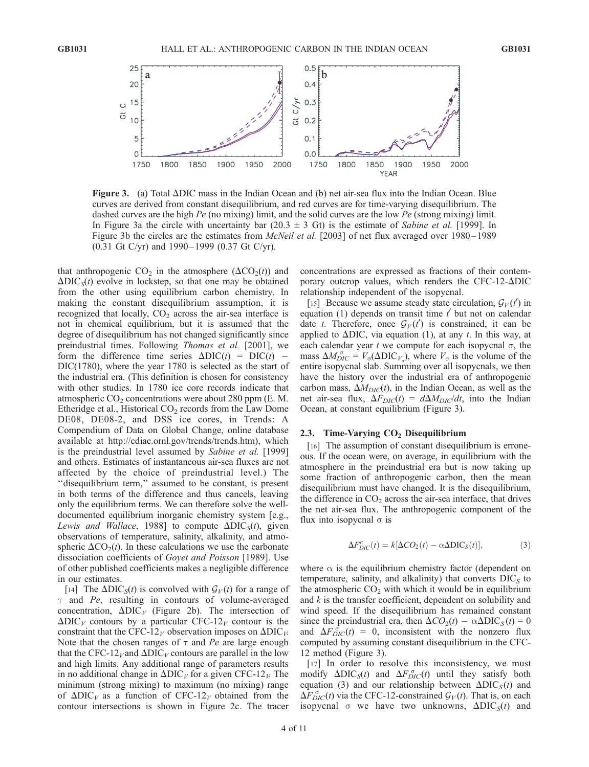a

Gt C

25
20
15
10
5
0

1750 1800 1850 1900 1950 2000

b

Gt C/yr

0.5
0.4
0.3
0.2
0.1
0.0

1750 1800 1850 1900 1950 2000

YEAR

**Figure 3.** (a) Total ΔDIC mass in the Indian Ocean and (b) net air-sea flux into the Indian Ocean. Blue curves are derived from constant disequilibrium, and red curves are for time-varying disequilibrium. The dashed curves are the high *Pe* (no mixing) limit, and the solid curves are the low *Pe* (strong mixing) limit. In Figure 3a the circle with uncertainty bar (20.3 ± 3 Gt) is the estimate of *Sabine et al.* [1999]. In Figure 3b the circles are the estimates from *McNeil et al.* [2003] of net flux averaged over 1980–1989 (0.31 Gt C/yr) and 1990–1999 (0.37 Gt C/yr).

that anthropogenic $CO_2$ in the atmosphere ($\Delta CO_2(t)$) and $\Delta DIC_S(t)$ evolve in lockstep, so that one may be obtained from the other using equilibrium carbon chemistry. In making the constant disequilibrium assumption, it is recognized that locally, $CO_2$ across the air-sea interface is not in chemical equilibrium, but it is assumed that the degree of disequilibrium has not changed significantly since preindustrial times. Following *Thomas et al.* [2001], we form the difference time series $\Delta DIC(t) = DIC(t) - DIC(1780)$, where the year 1780 is selected as the start of the industrial era. (This definition is chosen for consistency with other studies. In 1780 ice core records indicate that atmospheric $CO_2$ concentrations were about 280 ppm (E. M. Etheridge et al., Historical $CO_2$ records from the Law Dome DE08, DE08-2, and DSS ice cores, in Trends: A Compendium of Data on Global Change, online database available at http://cdiac.ornl.gov/trends/trends.htm), which is the preindustrial level assumed by *Sabine et al.* [1999] and others. Estimates of instantaneous air-sea fluxes are not affected by the choice of preindustrial level.) The "disequilibrium term," assumed to be constant, is present in both terms of the difference and thus cancels, leaving only the equilibrium terms. We can therefore solve the well-documented equilibrium inorganic chemistry system [e.g., *Lewis and Wallace*, 1988] to compute $\Delta DIC_S(t)$, given observations of temperature, salinity, alkalinity, and atmospheric $\Delta CO_2(t)$. In these calculations we use the carbonate dissociation coefficients of *Goyet and Poisson* [1989]. Use of other published coefficients makes a negligible difference in our estimates.

[14] The $\Delta DIC_S(t)$ is convolved with $\mathcal{G}_V(t)$ for a range of $\tau$ and *Pe*, resulting in contours of volume-averaged concentration, $\Delta DIC_V$ (Figure 2b). The intersection of $\Delta DIC_V$ contours by a particular CFC-$12_V$ contour is the constraint that the CFC-$12_V$ observation imposes on $\Delta DIC_V$. Note that the chosen ranges of $\tau$ and *Pe* are large enough that the CFC-$12_V$ and $\Delta DIC_V$ contours are parallel in the low and high limits. Any additional range of parameters results in no additional change in $\Delta DIC_V$ for a given CFC-$12_V$. The minimum (strong mixing) to maximum (no mixing) range of $\Delta DIC_V$ as a function of CFC-$12_V$ obtained from the contour intersections is shown in Figure 2c. The tracer concentrations are expressed as fractions of their contemporary outcrop values, which renders the CFC-12-ΔDIC relationship independent of the isopycnal.

[15] Because we assume steady state circulation, $\mathcal{G}_V(t')$ in equation (1) depends on transit time $t'$ but not on calendar date $t$. Therefore, once $\mathcal{G}_V(t')$ is constrained, it can be applied to ΔDIC, via equation (1), at any $t$. In this way, at each calendar year $t$ we compute for each isopycnal $\sigma$, the mass $\Delta M^{\sigma}_{DIC} = V_\sigma(\Delta DIC_{V_\sigma})$, where $V_\sigma$ is the volume of the entire isopycnal slab. Summing over all isopycnals, we then have the history over the industrial era of anthropogenic carbon mass, $\Delta M_{DIC}(t)$, in the Indian Ocean, as well as the net air-sea flux, $\Delta F_{DIC}(t) = d\Delta M_{DIC}/dt$, into the Indian Ocean, at constant equilibrium (Figure 3).

### 2.3. Time-Varying $CO_2$ Disequilibrium

[16] The assumption of constant disequilibrium is erroneous. If the ocean were, on average, in equilibrium with the atmosphere in the preindustrial era but is now taking up some fraction of anthropogenic carbon, then the mean disequilibrium must have changed. It is the disequilibrium, the difference in $CO_2$ across the air-sea interface, that drives the net air-sea flux. The anthropogenic component of the flux into isopycnal $\sigma$ is

$$\Delta F^{\sigma}_{DIC}(t) = k[\Delta CO_2(t) - \alpha \Delta DIC_S(t)], \qquad (3)$$

where $\alpha$ is the equilibrium chemistry factor (dependent on temperature, salinity, and alkalinity) that converts $DIC_S$ to the atmospheric $CO_2$ with which it would be in equilibrium and $k$ is the transfer coefficient, dependent on solubility and wind speed. If the disequilibrium has remained constant since the preindustrial era, then $\Delta CO_2(t) - \alpha \Delta DIC_S(t) = 0$ and $\Delta F^{\sigma}_{DIC}(t) = 0$, inconsistent with the nonzero flux computed by assuming constant disequilibrium in the CFC-12 method (Figure 3).

[17] In order to resolve this inconsistency, we must modify $\Delta DIC_S(t)$ and $\Delta F^{\sigma}_{DIC}(t)$ until they satisfy both equation (3) and our relationship between $\Delta DIC_S(t)$ and $\Delta F^{\sigma}_{DIC}(t)$ via the CFC-12-constrained $\mathcal{G}_V(t)$. That is, on each isopycnal $\sigma$ we have two unknowns, $\Delta DIC_S(t)$ and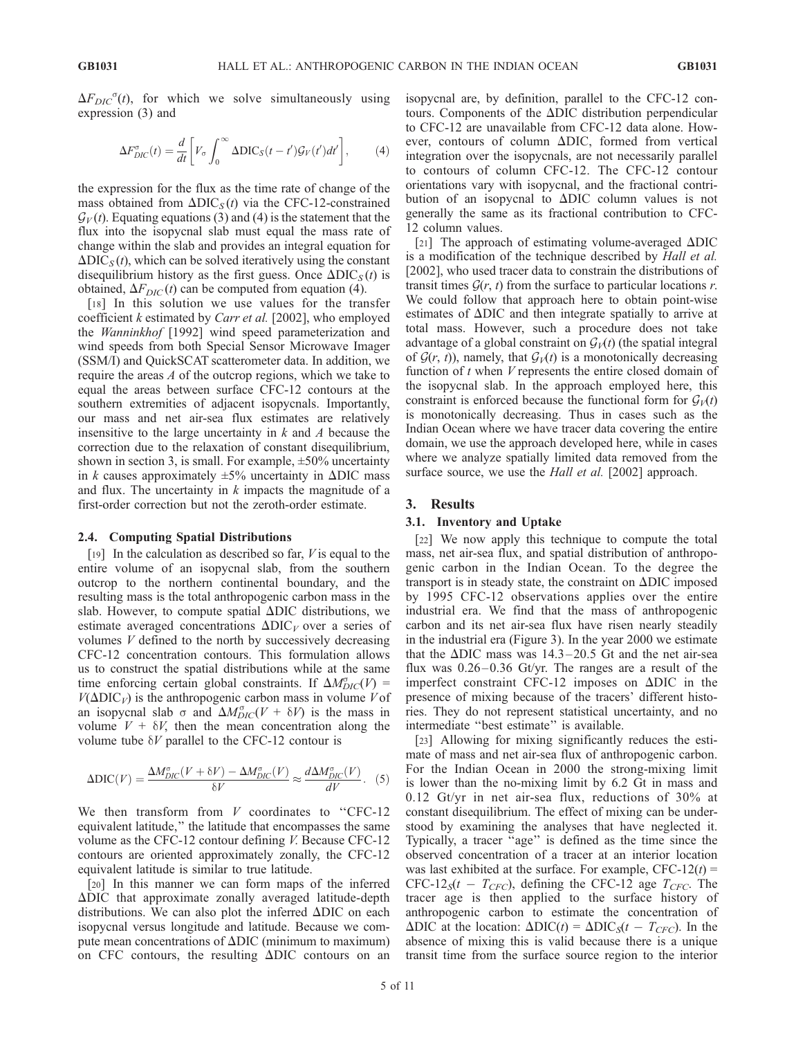$\Delta F_{DIC}{}^{\sigma}(t)$, for which we solve simultaneously using expression (3) and

$$\Delta F^{\sigma}_{DIC}(t) = \frac{d}{dt}\left[V_{\sigma}\int_0^{\infty}\Delta \mathrm{DIC}_S(t-t')\mathcal{G}_V(t')dt'\right], \qquad (4)$$

the expression for the flux as the time rate of change of the mass obtained from $\Delta\mathrm{DIC}_S(t)$ via the CFC-12-constrained $\mathcal{G}_V(t)$. Equating equations (3) and (4) is the statement that the flux into the isopycnal slab must equal the mass rate of change within the slab and provides an integral equation for $\Delta\mathrm{DIC}_S(t)$, which can be solved iteratively using the constant disequilibrium history as the first guess. Once $\Delta\mathrm{DIC}_S(t)$ is obtained, $\Delta F_{DIC}(t)$ can be computed from equation (4).

[18] In this solution we use values for the transfer coefficient $k$ estimated by *Carr et al.* [2002], who employed the *Wanninkhof* [1992] wind speed parameterization and wind speeds from both Special Sensor Microwave Imager (SSM/I) and QuickSCAT scatterometer data. In addition, we require the areas $A$ of the outcrop regions, which we take to equal the areas between surface CFC-12 contours at the southern extremities of adjacent isopycnals. Importantly, our mass and net air-sea flux estimates are relatively insensitive to the large uncertainty in $k$ and $A$ because the correction due to the relaxation of constant disequilibrium, shown in section 3, is small. For example, ±50% uncertainty in $k$ causes approximately ±5% uncertainty in ΔDIC mass and flux. The uncertainty in $k$ impacts the magnitude of a first-order correction but not the zeroth-order estimate.

### 2.4. Computing Spatial Distributions

[19] In the calculation as described so far, $V$ is equal to the entire volume of an isopycnal slab, from the southern outcrop to the northern continental boundary, and the resulting mass is the total anthropogenic carbon mass in the slab. However, to compute spatial ΔDIC distributions, we estimate averaged concentrations $\Delta\mathrm{DIC}_V$ over a series of volumes $V$ defined to the north by successively decreasing CFC-12 concentration contours. This formulation allows us to construct the spatial distributions while at the same time enforcing certain global constraints. If $\Delta M^{\sigma}_{DIC}(V) = V(\Delta\mathrm{DIC}_V)$ is the anthropogenic carbon mass in volume $V$ of an isopycnal slab $\sigma$ and $\Delta M^{\sigma}_{DIC}(V + \delta V)$ is the mass in volume $V + \delta V$, then the mean concentration along the volume tube $\delta V$ parallel to the CFC-12 contour is

$$\Delta\mathrm{DIC}(V) = \frac{\Delta M^{\sigma}_{DIC}(V+\delta V) - \Delta M^{\sigma}_{DIC}(V)}{\delta V} \approx \frac{d\Delta M^{\sigma}_{DIC}(V)}{dV}. \quad (5)$$

We then transform from $V$ coordinates to "CFC-12 equivalent latitude," the latitude that encompasses the same volume as the CFC-12 contour defining $V$. Because CFC-12 contours are oriented approximately zonally, the CFC-12 equivalent latitude is similar to true latitude.

[20] In this manner we can form maps of the inferred ΔDIC that approximate zonally averaged latitude-depth distributions. We can also plot the inferred ΔDIC on each isopycnal versus longitude and latitude. Because we compute mean concentrations of ΔDIC (minimum to maximum) on CFC contours, the resulting ΔDIC contours on an isopycnal are, by definition, parallel to the CFC-12 contours. Components of the ΔDIC distribution perpendicular to CFC-12 are unavailable from CFC-12 data alone. However, contours of column ΔDIC, formed from vertical integration over the isopycnals, are not necessarily parallel to contours of column CFC-12. The CFC-12 contour orientations vary with isopycnal, and the fractional contribution of an isopycnal to ΔDIC column values is not generally the same as its fractional contribution to CFC-12 column values.

[21] The approach of estimating volume-averaged ΔDIC is a modification of the technique described by *Hall et al.* [2002], who used tracer data to constrain the distributions of transit times $\mathcal{G}(r, t)$ from the surface to particular locations $r$. We could follow that approach here to obtain point-wise estimates of ΔDIC and then integrate spatially to arrive at total mass. However, such a procedure does not take advantage of a global constraint on $\mathcal{G}_V(t)$ (the spatial integral of $\mathcal{G}(r, t)$), namely, that $\mathcal{G}_V(t)$ is a monotonically decreasing function of $t$ when $V$ represents the entire closed domain of the isopycnal slab. In the approach employed here, this constraint is enforced because the functional form for $\mathcal{G}_V(t)$ is monotonically decreasing. Thus in cases such as the Indian Ocean where we have tracer data covering the entire domain, we use the approach developed here, while in cases where we analyze spatially limited data removed from the surface source, we use the *Hall et al.* [2002] approach.

## 3. Results

### 3.1. Inventory and Uptake

[22] We now apply this technique to compute the total mass, net air-sea flux, and spatial distribution of anthropogenic carbon in the Indian Ocean. To the degree the transport is in steady state, the constraint on ΔDIC imposed by 1995 CFC-12 observations applies over the entire industrial era. We find that the mass of anthropogenic carbon and its net air-sea flux have risen nearly steadily in the industrial era (Figure 3). In the year 2000 we estimate that the ΔDIC mass was 14.3–20.5 Gt and the net air-sea flux was 0.26–0.36 Gt/yr. The ranges are a result of the imperfect constraint CFC-12 imposes on ΔDIC in the presence of mixing because of the tracers' different histories. They do not represent statistical uncertainty, and no intermediate "best estimate" is available.

[23] Allowing for mixing significantly reduces the estimate of mass and net air-sea flux of anthropogenic carbon. For the Indian Ocean in 2000 the strong-mixing limit is lower than the no-mixing limit by 6.2 Gt in mass and 0.12 Gt/yr in net air-sea flux, reductions of 30% at constant disequilibrium. The effect of mixing can be understood by examining the analyses that have neglected it. Typically, a tracer "age" is defined as the time since the observed concentration of a tracer at an interior location was last exhibited at the surface. For example, $\mathrm{CFC\text{-}12}(t) = \mathrm{CFC\text{-}12}_S(t - T_{CFC})$, defining the CFC-12 age $T_{CFC}$. The tracer age is then applied to the surface history of anthropogenic carbon to estimate the concentration of ΔDIC at the location: $\Delta\mathrm{DIC}(t) = \Delta\mathrm{DIC}_S(t - T_{CFC})$. In the absence of mixing this is valid because there is a unique transit time from the surface source region to the interior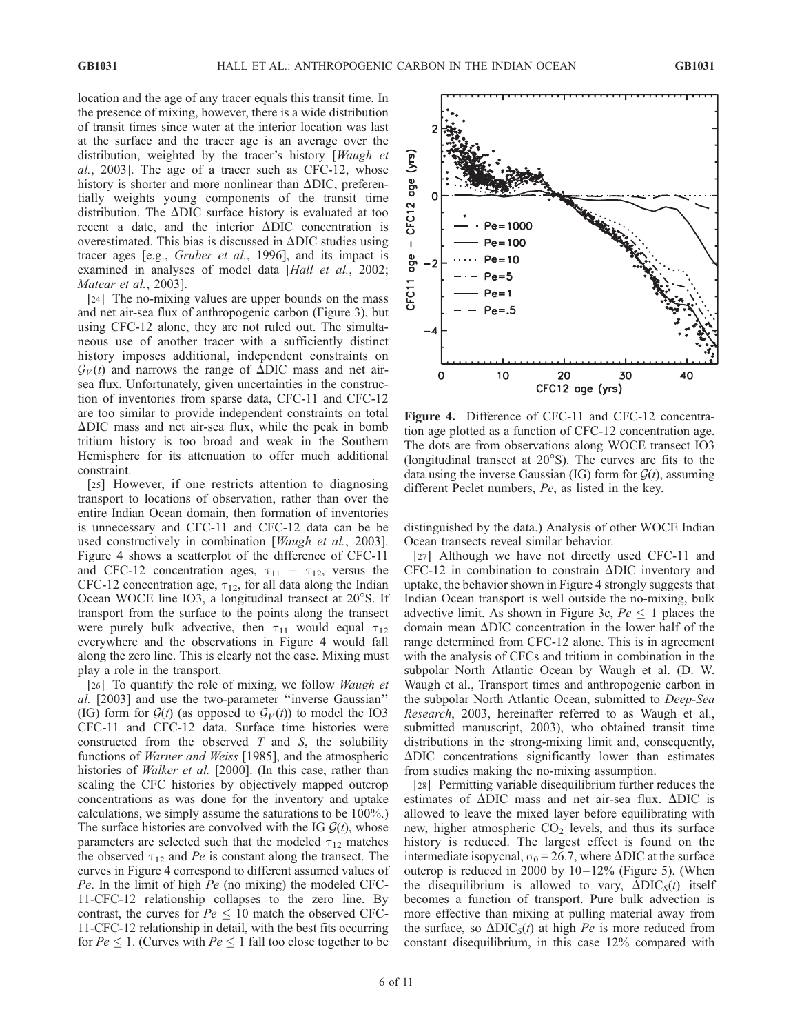location and the age of any tracer equals this transit time. In the presence of mixing, however, there is a wide distribution of transit times since water at the interior location was last at the surface and the tracer age is an average over the distribution, weighted by the tracer's history [*Waugh et al.*, 2003]. The age of a tracer such as CFC-12, whose history is shorter and more nonlinear than ΔDIC, preferentially weights young components of the transit time distribution. The ΔDIC surface history is evaluated at too recent a date, and the interior ΔDIC concentration is overestimated. This bias is discussed in ΔDIC studies using tracer ages [e.g., *Gruber et al.*, 1996], and its impact is examined in analyses of model data [*Hall et al.*, 2002; *Matear et al.*, 2003].

[24] The no-mixing values are upper bounds on the mass and net air-sea flux of anthropogenic carbon (Figure 3), but using CFC-12 alone, they are not ruled out. The simultaneous use of another tracer with a sufficiently distinct history imposes additional, independent constraints on $\mathcal{G}_V(t)$ and narrows the range of ΔDIC mass and net air-sea flux. Unfortunately, given uncertainties in the construction of inventories from sparse data, CFC-11 and CFC-12 are too similar to provide independent constraints on total ΔDIC mass and net air-sea flux, while the peak in bomb tritium history is too broad and weak in the Southern Hemisphere for its attenuation to offer much additional constraint.

[25] However, if one restricts attention to diagnosing transport to locations of observation, rather than over the entire Indian Ocean domain, then formation of inventories is unnecessary and CFC-11 and CFC-12 data can be be used constructively in combination [*Waugh et al.*, 2003]. Figure 4 shows a scatterplot of the difference of CFC-11 and CFC-12 concentration ages, $\tau_{11} - \tau_{12}$, versus the CFC-12 concentration age, $\tau_{12}$, for all data along the Indian Ocean WOCE line IO3, a longitudinal transect at 20°S. If transport from the surface to the points along the transect were purely bulk advective, then $\tau_{11}$ would equal $\tau_{12}$ everywhere and the observations in Figure 4 would fall along the zero line. This is clearly not the case. Mixing must play a role in the transport.

[26] To quantify the role of mixing, we follow *Waugh et al.* [2003] and use the two-parameter "inverse Gaussian" (IG) form for $\mathcal{G}(t)$ (as opposed to $\mathcal{G}_V(t)$) to model the IO3 CFC-11 and CFC-12 data. Surface time histories were constructed from the observed $T$ and $S$, the solubility functions of *Warner and Weiss* [1985], and the atmospheric histories of *Walker et al.* [2000]. (In this case, rather than scaling the CFC histories by objectively mapped outcrop concentrations as was done for the inventory and uptake calculations, we simply assume the saturations to be 100%.) The surface histories are convolved with the IG $\mathcal{G}(t)$, whose parameters are selected such that the modeled $\tau_{12}$ matches the observed $\tau_{12}$ and $Pe$ is constant along the transect. The curves in Figure 4 correspond to different assumed values of $Pe$. In the limit of high $Pe$ (no mixing) the modeled CFC-11-CFC-12 relationship collapses to the zero line. By contrast, the curves for $Pe \leq 10$ match the observed CFC-11-CFC-12 relationship in detail, with the best fits occurring for $Pe \leq 1$. (Curves with $Pe \leq 1$ fall too close together to be distinguished by the data.) Analysis of other WOCE Indian Ocean transects reveal similar behavior.

CFC11 age − CFC12 age (yrs)
CFC12 age (yrs)
Pe=1000
Pe=100
Pe=10
Pe=5
Pe=1
Pe=.5

**Figure 4.** Difference of CFC-11 and CFC-12 concentration age plotted as a function of CFC-12 concentration age. The dots are from observations along WOCE transect IO3 (longitudinal transect at 20°S). The curves are fits to the data using the inverse Gaussian (IG) form for $\mathcal{G}(t)$, assuming different Peclet numbers, $Pe$, as listed in the key.

[27] Although we have not directly used CFC-11 and CFC-12 in combination to constrain ΔDIC inventory and uptake, the behavior shown in Figure 4 strongly suggests that Indian Ocean transport is well outside the no-mixing, bulk advective limit. As shown in Figure 3c, $Pe \leq 1$ places the domain mean ΔDIC concentration in the lower half of the range determined from CFC-12 alone. This is in agreement with the analysis of CFCs and tritium in combination in the subpolar North Atlantic Ocean by Waugh et al. (D. W. Waugh et al., Transport times and anthropogenic carbon in the subpolar North Atlantic Ocean, submitted to *Deep-Sea Research*, 2003, hereinafter referred to as Waugh et al., submitted manuscript, 2003), who obtained transit time distributions in the strong-mixing limit and, consequently, ΔDIC concentrations significantly lower than estimates from studies making the no-mixing assumption.

[28] Permitting variable disequilibrium further reduces the estimates of ΔDIC mass and net air-sea flux. ΔDIC is allowed to leave the mixed layer before equilibrating with new, higher atmospheric $CO_2$ levels, and thus its surface history is reduced. The largest effect is found on the intermediate isopycnal, $\sigma_0 = 26.7$, where ΔDIC at the surface outcrop is reduced in 2000 by 10–12% (Figure 5). (When the disequilibrium is allowed to vary, $\Delta DIC_S(t)$ itself becomes a function of transport. Pure bulk advection is more effective than mixing at pulling material away from the surface, so $\Delta DIC_S(t)$ at high $Pe$ is more reduced from constant disequilibrium, in this case 12% compared with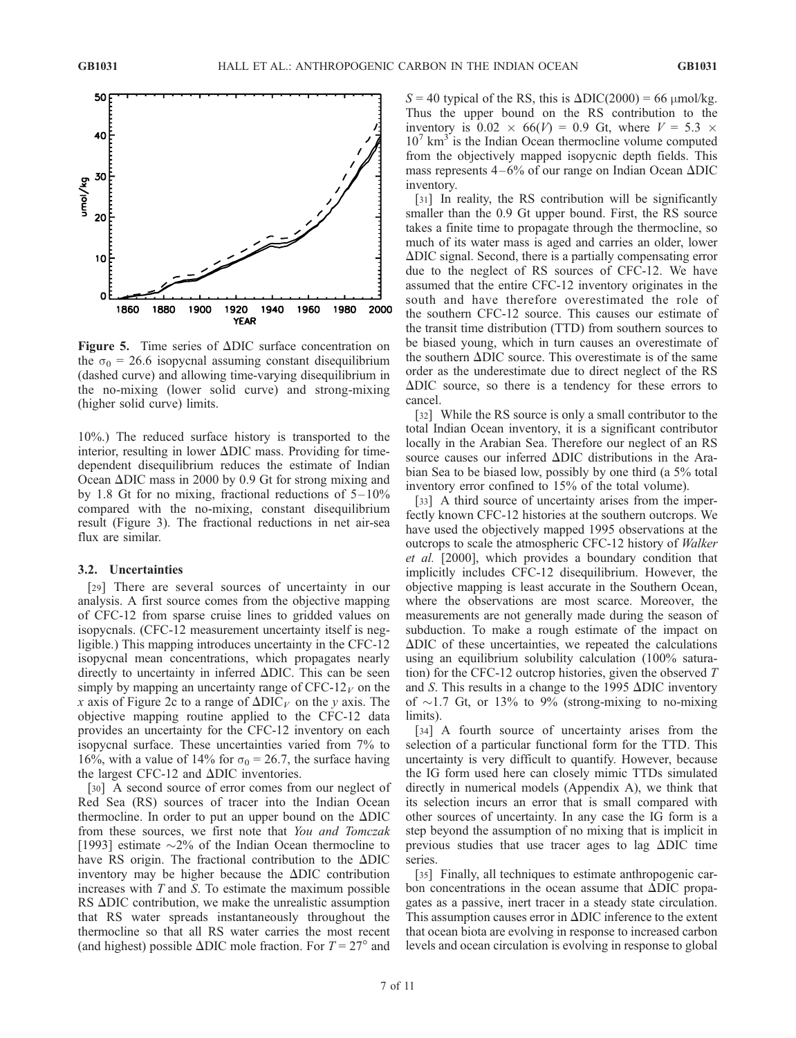50
40
30
20
10
0
umol/kg
1860 1880 1900 1920 1940 1960 1980 2000
YEAR

**Figure 5.** Time series of ΔDIC surface concentration on the $\sigma_0 = 26.6$ isopycnal assuming constant disequilibrium (dashed curve) and allowing time-varying disequilibrium in the no-mixing (lower solid curve) and strong-mixing (higher solid curve) limits.

10%.) The reduced surface history is transported to the interior, resulting in lower ΔDIC mass. Providing for time-dependent disequilibrium reduces the estimate of Indian Ocean ΔDIC mass in 2000 by 0.9 Gt for strong mixing and by 1.8 Gt for no mixing, fractional reductions of 5–10% compared with the no-mixing, constant disequilibrium result (Figure 3). The fractional reductions in net air-sea flux are similar.

### 3.2. Uncertainties

[29] There are several sources of uncertainty in our analysis. A first source comes from the objective mapping of CFC-12 from sparse cruise lines to gridded values on isopycnals. (CFC-12 measurement uncertainty itself is negligible.) This mapping introduces uncertainty in the CFC-12 isopycnal mean concentrations, which propagates nearly directly to uncertainty in inferred ΔDIC. This can be seen simply by mapping an uncertainty range of CFC-$12_V$ on the $x$ axis of Figure 2c to a range of $\Delta DIC_V$ on the $y$ axis. The objective mapping routine applied to the CFC-12 data provides an uncertainty for the CFC-12 inventory on each isopycnal surface. These uncertainties varied from 7% to 16%, with a value of 14% for $\sigma_0 = 26.7$, the surface having the largest CFC-12 and ΔDIC inventories.

[30] A second source of error comes from our neglect of Red Sea (RS) sources of tracer into the Indian Ocean thermocline. In order to put an upper bound on the ΔDIC from these sources, we first note that *You and Tomczak* [1993] estimate ~2% of the Indian Ocean thermocline to have RS origin. The fractional contribution to the ΔDIC inventory may be higher because the ΔDIC contribution increases with $T$ and $S$. To estimate the maximum possible RS ΔDIC contribution, we make the unrealistic assumption that RS water spreads instantaneously throughout the thermocline so that all RS water carries the most recent (and highest) possible ΔDIC mole fraction. For $T = 27°$ and $S = 40$ typical of the RS, this is ΔDIC(2000) = 66 μmol/kg. Thus the upper bound on the RS contribution to the inventory is $0.02 \times 66(V) = 0.9$ Gt, where $V = 5.3 \times 10^7$ km$^3$ is the Indian Ocean thermocline volume computed from the objectively mapped isopycnic depth fields. This mass represents 4–6% of our range on Indian Ocean ΔDIC inventory.

[31] In reality, the RS contribution will be significantly smaller than the 0.9 Gt upper bound. First, the RS source takes a finite time to propagate through the thermocline, so much of its water mass is aged and carries an older, lower ΔDIC signal. Second, there is a partially compensating error due to the neglect of RS sources of CFC-12. We have assumed that the entire CFC-12 inventory originates in the south and have therefore overestimated the role of the southern CFC-12 source. This causes our estimate of the transit time distribution (TTD) from southern sources to be biased young, which in turn causes an overestimate of the southern ΔDIC source. This overestimate is of the same order as the underestimate due to direct neglect of the RS ΔDIC source, so there is a tendency for these errors to cancel.

[32] While the RS source is only a small contributor to the total Indian Ocean inventory, it is a significant contributor locally in the Arabian Sea. Therefore our neglect of an RS source causes our inferred ΔDIC distributions in the Arabian Sea to be biased low, possibly by one third (a 5% total inventory error confined to 15% of the total volume).

[33] A third source of uncertainty arises from the imperfectly known CFC-12 histories at the southern outcrops. We have used the objectively mapped 1995 observations at the outcrops to scale the atmospheric CFC-12 history of *Walker et al.* [2000], which provides a boundary condition that implicitly includes CFC-12 disequilibrium. However, the objective mapping is least accurate in the Southern Ocean, where the observations are most scarce. Moreover, the measurements are not generally made during the season of subduction. To make a rough estimate of the impact on ΔDIC of these uncertainties, we repeated the calculations using an equilibrium solubility calculation (100% saturation) for the CFC-12 outcrop histories, given the observed $T$ and $S$. This results in a change to the 1995 ΔDIC inventory of ~1.7 Gt, or 13% to 9% (strong-mixing to no-mixing limits).

[34] A fourth source of uncertainty arises from the selection of a particular functional form for the TTD. This uncertainty is very difficult to quantify. However, because the IG form used here can closely mimic TTDs simulated directly in numerical models (Appendix A), we think that its selection incurs an error that is small compared with other sources of uncertainty. In any case the IG form is a step beyond the assumption of no mixing that is implicit in previous studies that use tracer ages to lag ΔDIC time series.

[35] Finally, all techniques to estimate anthropogenic carbon concentrations in the ocean assume that ΔDIC propagates as a passive, inert tracer in a steady state circulation. This assumption causes error in ΔDIC inference to the extent that ocean biota are evolving in response to increased carbon levels and ocean circulation is evolving in response to global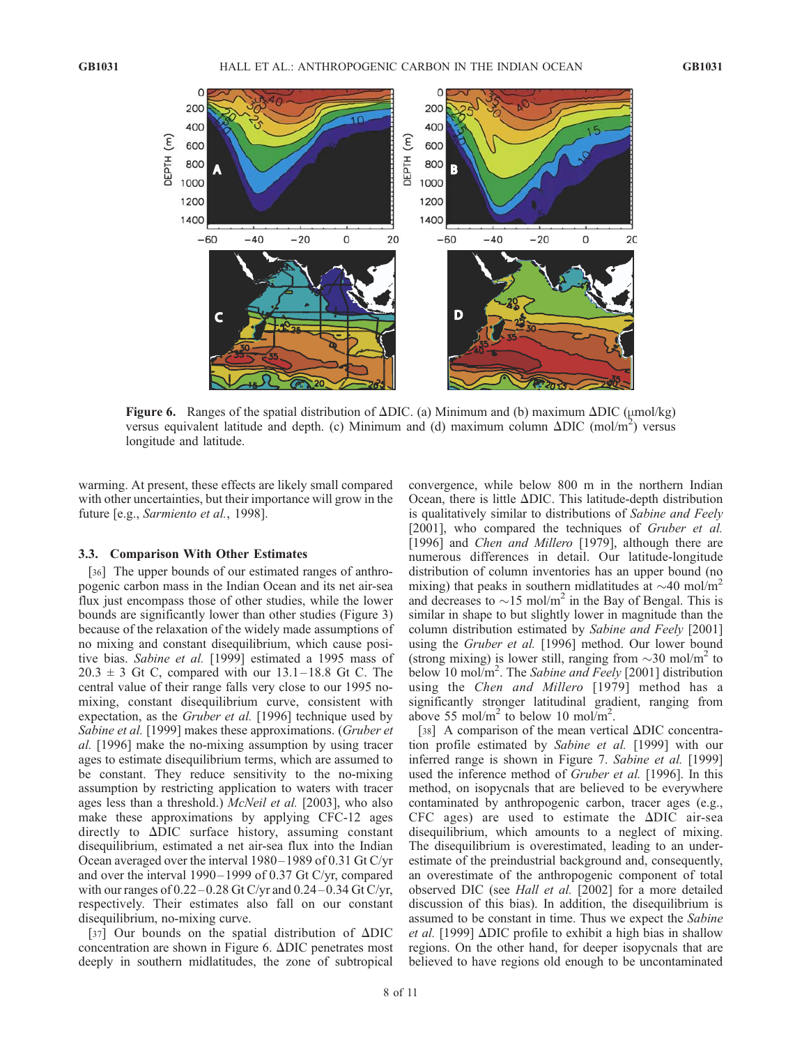0
200
400
600
800
1000
1200
1400
DEPTH (m)
A
-60 -40 -20 0 20

0
200
400
600
800
1000
1200
1400
DEPTH (m)
B
-60 -40 -20 0 20

C

D

**Figure 6.** Ranges of the spatial distribution of ΔDIC. (a) Minimum and (b) maximum ΔDIC (μmol/kg) versus equivalent latitude and depth. (c) Minimum and (d) maximum column ΔDIC (mol/m$^2$) versus longitude and latitude.

warming. At present, these effects are likely small compared with other uncertainties, but their importance will grow in the future [e.g., *Sarmiento et al.*, 1998].

### 3.3. Comparison With Other Estimates

[36] The upper bounds of our estimated ranges of anthropogenic carbon mass in the Indian Ocean and its net air-sea flux just encompass those of other studies, while the lower bounds are significantly lower than other studies (Figure 3) because of the relaxation of the widely made assumptions of no mixing and constant disequilibrium, which cause positive bias. *Sabine et al.* [1999] estimated a 1995 mass of 20.3 ± 3 Gt C, compared with our 13.1–18.8 Gt C. The central value of their range falls very close to our 1995 no-mixing, constant disequilibrium curve, consistent with expectation, as the *Gruber et al.* [1996] technique used by *Sabine et al.* [1999] makes these approximations. (*Gruber et al.* [1996] make the no-mixing assumption by using tracer ages to estimate disequilibrium terms, which are assumed to be constant. They reduce sensitivity to the no-mixing assumption by restricting application to waters with tracer ages less than a threshold.) *McNeil et al.* [2003], who also make these approximations by applying CFC-12 ages directly to ΔDIC surface history, assuming constant disequilibrium, estimated a net air-sea flux into the Indian Ocean averaged over the interval 1980–1989 of 0.31 Gt C/yr and over the interval 1990–1999 of 0.37 Gt C/yr, compared with our ranges of 0.22–0.28 Gt C/yr and 0.24–0.34 Gt C/yr, respectively. Their estimates also fall on our constant disequilibrium, no-mixing curve.

[37] Our bounds on the spatial distribution of ΔDIC concentration are shown in Figure 6. ΔDIC penetrates most deeply in southern midlatitudes, the zone of subtropical convergence, while below 800 m in the northern Indian Ocean, there is little ΔDIC. This latitude-depth distribution is qualitatively similar to distributions of *Sabine and Feely* [2001], who compared the techniques of *Gruber et al.* [1996] and *Chen and Millero* [1979], although there are numerous differences in detail. Our latitude-longitude distribution of column inventories has an upper bound (no mixing) that peaks in southern midlatitudes at ~40 mol/m$^2$ and decreases to ~15 mol/m$^2$ in the Bay of Bengal. This is similar in shape to but slightly lower in magnitude than the column distribution estimated by *Sabine and Feely* [2001] using the *Gruber et al.* [1996] method. Our lower bound (strong mixing) is lower still, ranging from ~30 mol/m$^2$ to below 10 mol/m$^2$. The *Sabine and Feely* [2001] distribution using the *Chen and Millero* [1979] method has a significantly stronger latitudinal gradient, ranging from above 55 mol/m$^2$ to below 10 mol/m$^2$.

[38] A comparison of the mean vertical ΔDIC concentration profile estimated by *Sabine et al.* [1999] with our inferred range is shown in Figure 7. *Sabine et al.* [1999] used the inference method of *Gruber et al.* [1996]. In this method, on isopycnals that are believed to be everywhere contaminated by anthropogenic carbon, tracer ages (e.g., CFC ages) are used to estimate the ΔDIC air-sea disequilibrium, which amounts to a neglect of mixing. The disequilibrium is overestimated, leading to an underestimate of the preindustrial background and, consequently, an overestimate of the anthropogenic component of total observed DIC (see *Hall et al.* [2002] for a more detailed discussion of this bias). In addition, the disequilibrium is assumed to be constant in time. Thus we expect the *Sabine et al.* [1999] ΔDIC profile to exhibit a high bias in shallow regions. On the other hand, for deeper isopycnals that are believed to have regions old enough to be uncontaminated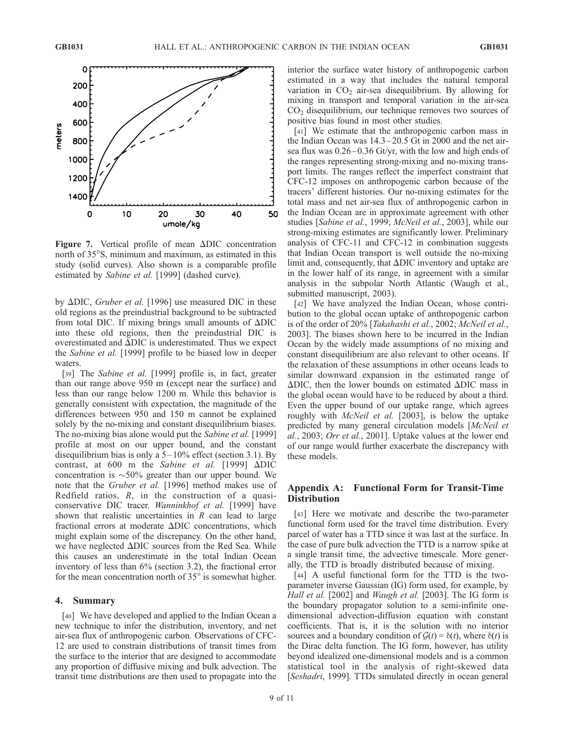0
200
400
600
800
1000
1200
1400
meters
0 10 20 30 40 50
umole/kg

**Figure 7.** Vertical profile of mean ΔDIC concentration north of 35°S, minimum and maximum, as estimated in this study (solid curves). Also shown is a comparable profile estimated by *Sabine et al.* [1999] (dashed curve).

by ΔDIC, *Gruber et al.* [1996] use measured DIC in these old regions as the preindustrial background to be subtracted from total DIC. If mixing brings small amounts of ΔDIC into these old regions, then the preindustrial DIC is overestimated and ΔDIC is underestimated. Thus we expect the *Sabine et al.* [1999] profile to be biased low in deeper waters.

[39] The *Sabine et al.* [1999] profile is, in fact, greater than our range above 950 m (except near the surface) and less than our range below 1200 m. While this behavior is generally consistent with expectation, the magnitude of the differences between 950 and 150 m cannot be explained solely by the no-mixing and constant disequilibrium biases. The no-mixing bias alone would put the *Sabine et al.* [1999] profile at most on our upper bound, and the constant disequilibrium bias is only a 5–10% effect (section 3.1). By contrast, at 600 m the *Sabine et al.* [1999] ΔDIC concentration is ~50% greater than our upper bound. We note that the *Gruber et al.* [1996] method makes use of Redfield ratios, $R$, in the construction of a quasi-conservative DIC tracer. *Wanninkhof et al.* [1999] have shown that realistic uncertainties in $R$ can lead to large fractional errors at moderate ΔDIC concentrations, which might explain some of the discrepancy. On the other hand, we have neglected ΔDIC sources from the Red Sea. While this causes an underestimate in the total Indian Ocean inventory of less than 6% (section 3.2), the fractional error for the mean concentration north of 35° is somewhat higher.

## 4. Summary

[40] We have developed and applied to the Indian Ocean a new technique to infer the distribution, inventory, and net air-sea flux of anthropogenic carbon. Observations of CFC-12 are used to constrain distributions of transit times from the surface to the interior that are designed to accommodate any proportion of diffusive mixing and bulk advection. The transit time distributions are then used to propagate into the interior the surface water history of anthropogenic carbon estimated in a way that includes the natural temporal variation in $CO_2$ air-sea disequilibrium. By allowing for mixing in transport and temporal variation in the air-sea $CO_2$ disequilibrium, our technique removes two sources of positive bias found in most other studies.

[41] We estimate that the anthropogenic carbon mass in the Indian Ocean was 14.3–20.5 Gt in 2000 and the net air-sea flux was 0.26–0.36 Gt/yr, with the low and high ends of the ranges representing strong-mixing and no-mixing transport limits. The ranges reflect the imperfect constraint that CFC-12 imposes on anthropogenic carbon because of the tracers' different histories. Our no-mixing estimates for the total mass and net air-sea flux of anthropogenic carbon in the Indian Ocean are in approximate agreement with other studies [*Sabine et al.*, 1999; *McNeil et al.*, 2003], while our strong-mixing estimates are significantly lower. Preliminary analysis of CFC-11 and CFC-12 in combination suggests that Indian Ocean transport is well outside the no-mixing limit and, consequently, that ΔDIC inventory and uptake are in the lower half of its range, in agreement with a similar analysis in the subpolar North Atlantic (Waugh et al., submitted manuscript, 2003).

[42] We have analyzed the Indian Ocean, whose contribution to the global ocean uptake of anthropogenic carbon is of the order of 20% [*Takahashi et al.*, 2002; *McNeil et al.*, 2003]. The biases shown here to be incurred in the Indian Ocean by the widely made assumptions of no mixing and constant disequilibrium are also relevant to other oceans. If the relaxation of these assumptions in other oceans leads to similar downward expansion in the estimated range of ΔDIC, then the lower bounds on estimated ΔDIC mass in the global ocean would have to be reduced by about a third. Even the upper bound of our uptake range, which agrees roughly with *McNeil et al.* [2003], is below the uptake predicted by many general circulation models [*McNeil et al.*, 2003; *Orr et al.*, 2001]. Uptake values at the lower end of our range would further exacerbate the discrepancy with these models.

## Appendix A: Functional Form for Transit-Time Distribution

[43] Here we motivate and describe the two-parameter functional form used for the travel time distribution. Every parcel of water has a TTD since it was last at the surface. In the case of pure bulk advection the TTD is a narrow spike at a single transit time, the advective timescale. More generally, the TTD is broadly distributed because of mixing.

[44] A useful functional form for the TTD is the two-parameter inverse Gaussian (IG) form used, for example, by *Hall et al.* [2002] and *Waugh et al.* [2003]. The IG form is the boundary propagator solution to a semi-infinite one-dimensional advection-diffusion equation with constant coefficients. That is, it is the solution with no interior sources and a boundary condition of $\mathcal{G}(t) = \delta(t)$, where $\delta(t)$ is the Dirac delta function. The IG form, however, has utility beyond idealized one-dimensional models and is a common statistical tool in the analysis of right-skewed data [*Seshadri*, 1999]. TTDs simulated directly in ocean general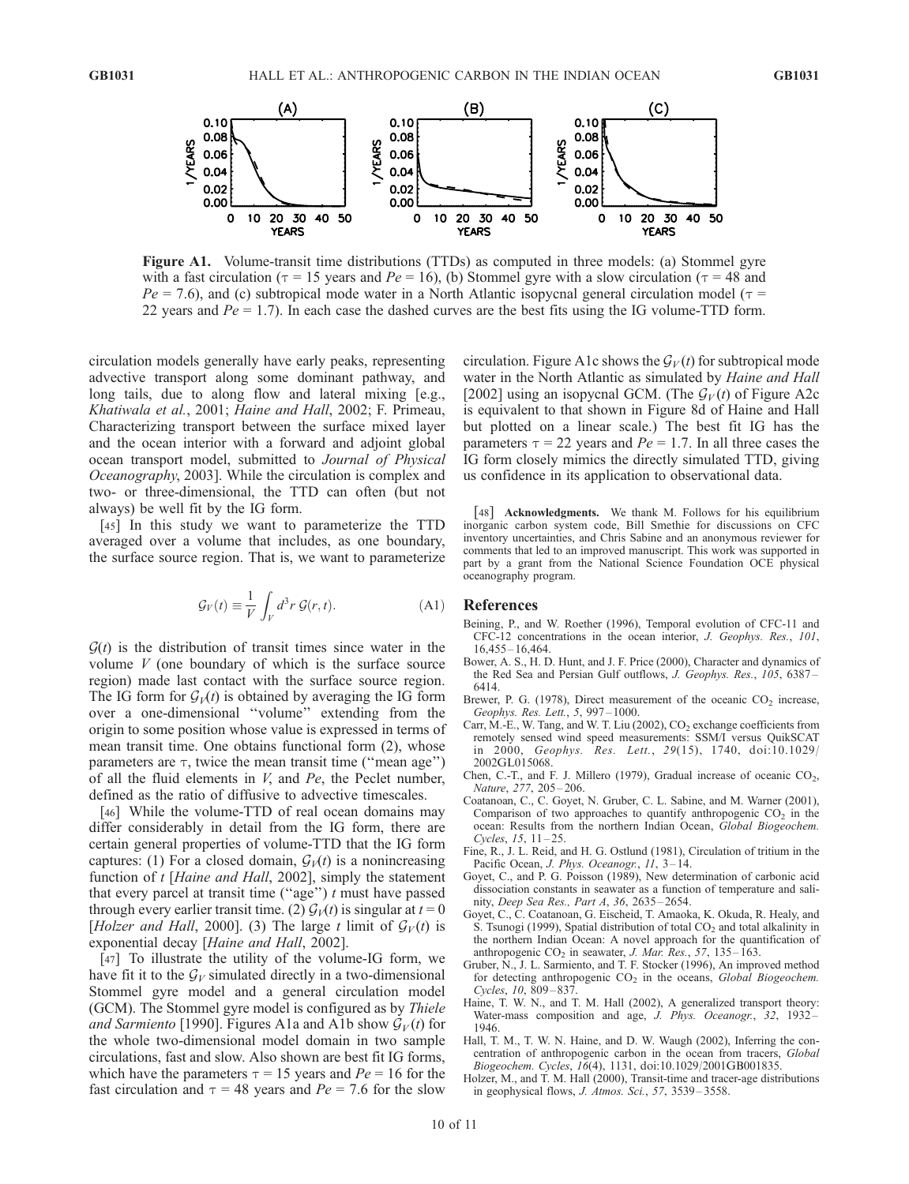(A)

0.10
0.08
0.06
0.04
0.02
0.00

1/YEARS

0 10 20 30 40 50

YEARS

(B)

0.10
0.08
0.06
0.04
0.02
0.00

1/YEARS

0 10 20 30 40 50

YEARS

(C)

0.10
0.08
0.06
0.04
0.02
0.00

1/YEARS

0 10 20 30 40 50

YEARS

**Figure A1.** Volume-transit time distributions (TTDs) as computed in three models: (a) Stommel gyre with a fast circulation ($\tau$ = 15 years and $Pe$ = 16), (b) Stommel gyre with a slow circulation ($\tau$ = 48 and $Pe$ = 7.6), and (c) subtropical mode water in a North Atlantic isopycnal general circulation model ($\tau$ = 22 years and $Pe$ = 1.7). In each case the dashed curves are the best fits using the IG volume-TTD form.

circulation models generally have early peaks, representing advective transport along some dominant pathway, and long tails, due to along flow and lateral mixing [e.g., *Khatiwala et al.*, 2001; *Haine and Hall*, 2002; F. Primeau, Characterizing transport between the surface mixed layer and the ocean interior with a forward and adjoint global ocean transport model, submitted to *Journal of Physical Oceanography*, 2003]. While the circulation is complex and two- or three-dimensional, the TTD can often (but not always) be well fit by the IG form.

[45] In this study we want to parameterize the TTD averaged over a volume that includes, as one boundary, the surface source region. That is, we want to parameterize

$$\mathcal{G}_V(t) \equiv \frac{1}{V}\int_V d^3r\, \mathcal{G}(r,t). \tag{A1}$$

$\mathcal{G}(t)$ is the distribution of transit times since water in the volume $V$ (one boundary of which is the surface source region) made last contact with the surface source region. The IG form for $\mathcal{G}_V(t)$ is obtained by averaging the IG form over a one-dimensional "volume" extending from the origin to some position whose value is expressed in terms of mean transit time. One obtains functional form (2), whose parameters are $\tau$, twice the mean transit time ("mean age") of all the fluid elements in $V$, and $Pe$, the Peclet number, defined as the ratio of diffusive to advective timescales.

[46] While the volume-TTD of real ocean domains may differ considerably in detail from the IG form, there are certain general properties of volume-TTD that the IG form captures: (1) For a closed domain, $\mathcal{G}_V(t)$ is a nonincreasing function of $t$ [*Haine and Hall*, 2002], simply the statement that every parcel at transit time ("age") $t$ must have passed through every earlier transit time. (2) $\mathcal{G}_V(t)$ is singular at $t = 0$ [*Holzer and Hall*, 2000]. (3) The large $t$ limit of $\mathcal{G}_V(t)$ is exponential decay [*Haine and Hall*, 2002].

[47] To illustrate the utility of the volume-IG form, we have fit it to the $\mathcal{G}_V$ simulated directly in a two-dimensional Stommel gyre model and a general circulation model (GCM). The Stommel gyre model is configured as by *Thiele and Sarmiento* [1990]. Figures A1a and A1b show $\mathcal{G}_V(t)$ for the whole two-dimensional model domain in two sample circulations, fast and slow. Also shown are best fit IG forms, which have the parameters $\tau$ = 15 years and $Pe$ = 16 for the fast circulation and $\tau$ = 48 years and $Pe$ = 7.6 for the slow circulation. Figure A1c shows the $\mathcal{G}_V(t)$ for subtropical mode water in the North Atlantic as simulated by *Haine and Hall* [2002] using an isopycnal GCM. (The $\mathcal{G}_V(t)$ of Figure A2c is equivalent to that shown in Figure 8d of Haine and Hall but plotted on a linear scale.) The best fit IG has the parameters $\tau$ = 22 years and $Pe$ = 1.7. In all three cases the IG form closely mimics the directly simulated TTD, giving us confidence in its application to observational data.

[48] **Acknowledgments.** We thank M. Follows for his equilibrium inorganic carbon system code, Bill Smethie for discussions on CFC inventory uncertainties, and Chris Sabine and an anonymous reviewer for comments that led to an improved manuscript. This work was supported in part by a grant from the National Science Foundation OCE physical oceanography program.

## References

Beining, P., and W. Roether (1996), Temporal evolution of CFC-11 and CFC-12 concentrations in the ocean interior, *J. Geophys. Res.*, *101*, 16,455–16,464.

Bower, A. S., H. D. Hunt, and J. F. Price (2000), Character and dynamics of the Red Sea and Persian Gulf outflows, *J. Geophys. Res.*, *105*, 6387–6414.

Brewer, P. G. (1978), Direct measurement of the oceanic $CO_2$ increase, *Geophys. Res. Lett.*, *5*, 997–1000.

Carr, M.-E., W. Tang, and W. T. Liu (2002), $CO_2$ exchange coefficients from remotely sensed wind speed measurements: SSM/I versus QuikSCAT in 2000, *Geophys. Res. Lett.*, *29*(15), 1740, doi:10.1029/2002GL015068.

Chen, C.-T., and F. J. Millero (1979), Gradual increase of oceanic $CO_2$, *Nature*, *277*, 205–206.

Coatanoan, C., C. Goyet, N. Gruber, C. L. Sabine, and M. Warner (2001), Comparison of two approaches to quantify anthropogenic $CO_2$ in the ocean: Results from the northern Indian Ocean, *Global Biogeochem. Cycles*, *15*, 11–25.

Fine, R., J. L. Reid, and H. G. Ostlund (1981), Circulation of tritium in the Pacific Ocean, *J. Phys. Oceanogr.*, *11*, 3–14.

Goyet, C., and P. G. Poisson (1989), New determination of carbonic acid dissociation constants in seawater as a function of temperature and salinity, *Deep Sea Res., Part A*, *36*, 2635–2654.

Goyet, C., C. Coatanoan, G. Eischeid, T. Amaoka, K. Okuda, R. Healy, and S. Tsunogi (1999), Spatial distribution of total $CO_2$ and total alkalinity in the northern Indian Ocean: A novel approach for the quantification of anthropogenic $CO_2$ in seawater, *J. Mar. Res.*, *57*, 135–163.

Gruber, N., J. L. Sarmiento, and T. F. Stocker (1996), An improved method for detecting anthropogenic $CO_2$ in the oceans, *Global Biogeochem. Cycles*, *10*, 809–837.

Haine, T. W. N., and T. M. Hall (2002), A generalized transport theory: Water-mass composition and age, *J. Phys. Oceanogr.*, *32*, 1932–1946.

Hall, T. M., T. W. N. Haine, and D. W. Waugh (2002), Inferring the concentration of anthropogenic carbon in the ocean from tracers, *Global Biogeochem. Cycles*, *16*(4), 1131, doi:10.1029/2001GB001835.

Holzer, M., and T. M. Hall (2000), Transit-time and tracer-age distributions in geophysical flows, *J. Atmos. Sci.*, *57*, 3539–3558.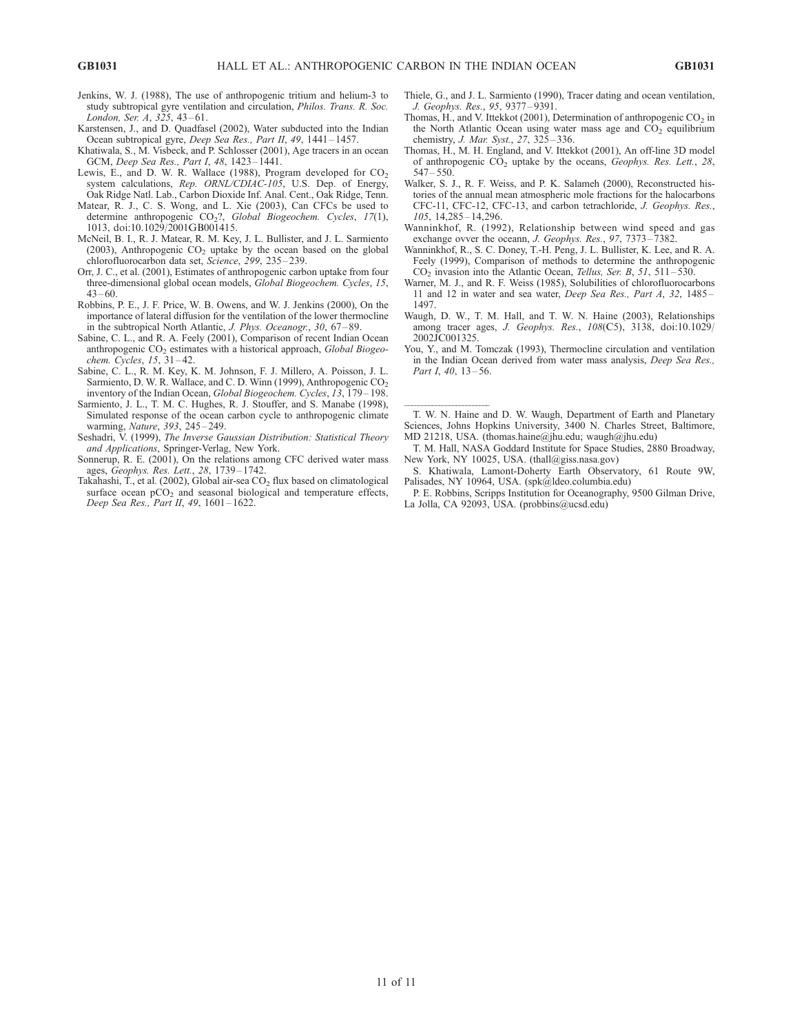Jenkins, W. J. (1988), The use of anthropogenic tritium and helium-3 to study subtropical gyre ventilation and circulation, *Philos. Trans. R. Soc. London, Ser. A*, *325*, 43–61.

Karstensen, J., and D. Quadfasel (2002), Water subducted into the Indian Ocean subtropical gyre, *Deep Sea Res., Part II*, *49*, 1441–1457.

Khatiwala, S., M. Visbeck, and P. Schlosser (2001), Age tracers in an ocean GCM, *Deep Sea Res., Part I*, *48*, 1423–1441.

Lewis, E., and D. W. R. Wallace (1988), Program developed for $CO_2$ system calculations, *Rep. ORNL/CDIAC-105*, U.S. Dep. of Energy, Oak Ridge Natl. Lab., Carbon Dioxide Inf. Anal. Cent., Oak Ridge, Tenn.

Matear, R. J., C. S. Wong, and L. Xie (2003), Can CFCs be used to determine anthropogenic $CO_2$?, *Global Biogeochem. Cycles*, *17*(1), 1013, doi:10.1029/2001GB001415.

McNeil, B. I., R. J. Matear, R. M. Key, J. L. Bullister, and J. L. Sarmiento (2003), Anthropogenic $CO_2$ uptake by the ocean based on the global chlorofluorocarbon data set, *Science*, *299*, 235–239.

Orr, J. C., et al. (2001), Estimates of anthropogenic carbon uptake from four three-dimensional global ocean models, *Global Biogeochem. Cycles*, *15*, 43–60.

Robbins, P. E., J. F. Price, W. B. Owens, and W. J. Jenkins (2000), On the importance of lateral diffusion for the ventilation of the lower thermocline in the subtropical North Atlantic, *J. Phys. Oceanogr.*, *30*, 67–89.

Sabine, C. L., and R. A. Feely (2001), Comparison of recent Indian Ocean anthropogenic $CO_2$ estimates with a historical approach, *Global Biogeochem. Cycles*, *15*, 31–42.

Sabine, C. L., R. M. Key, K. M. Johnson, F. J. Millero, A. Poisson, J. L. Sarmiento, D. W. R. Wallace, and C. D. Winn (1999), Anthropogenic $CO_2$ inventory of the Indian Ocean, *Global Biogeochem. Cycles*, *13*, 179–198.

Sarmiento, J. L., T. M. C. Hughes, R. J. Stouffer, and S. Manabe (1998), Simulated response of the ocean carbon cycle to anthropogenic climate warming, *Nature*, *393*, 245–249.

Seshadri, V. (1999), *The Inverse Gaussian Distribution: Statistical Theory and Applications*, Springer-Verlag, New York.

Sonnerup, R. E. (2001), On the relations among CFC derived water mass ages, *Geophys. Res. Lett.*, *28*, 1739–1742.

Takahashi, T., et al. (2002), Global air-sea $CO_2$ flux based on climatological surface ocean $pCO_2$ and seasonal biological and temperature effects, *Deep Sea Res., Part II*, *49*, 1601–1622.

Thiele, G., and J. L. Sarmiento (1990), Tracer dating and ocean ventilation, *J. Geophys. Res.*, *95*, 9377–9391.

Thomas, H., and V. Ittekkot (2001), Determination of anthropogenic $CO_2$ in the North Atlantic Ocean using water mass age and $CO_2$ equilibrium chemistry, *J. Mar. Syst.*, *27*, 325–336.

Thomas, H., M. H. England, and V. Ittekkot (2001), An off-line 3D model of anthropogenic $CO_2$ uptake by the oceans, *Geophys. Res. Lett.*, *28*, 547–550.

Walker, S. J., R. F. Weiss, and P. K. Salameh (2000), Reconstructed histories of the annual mean atmospheric mole fractions for the halocarbons CFC-11, CFC-12, CFC-13, and carbon tetrachloride, *J. Geophys. Res.*, *105*, 14,285–14,296.

Wanninkhof, R. (1992), Relationship between wind speed and gas exchange ovver the oceann, *J. Geophys. Res.*, *97*, 7373–7382.

Wanninkhof, R., S. C. Doney, T.-H. Peng, J. L. Bullister, K. Lee, and R. A. Feely (1999), Comparison of methods to determine the anthropogenic $CO_2$ invasion into the Atlantic Ocean, *Tellus, Ser. B*, *51*, 511–530.

Warner, M. J., and R. F. Weiss (1985), Solubilities of chlorofluorocarbons 11 and 12 in water and sea water, *Deep Sea Res., Part A*, *32*, 1485–1497.

Waugh, D. W., T. M. Hall, and T. W. N. Haine (2003), Relationships among tracer ages, *J. Geophys. Res.*, *108*(C5), 3138, doi:10.1029/2002JC001325.

You, Y., and M. Tomczak (1993), Thermocline circulation and ventilation in the Indian Ocean derived from water mass analysis, *Deep Sea Res., Part I*, *40*, 13–56.

---

T. W. N. Haine and D. W. Waugh, Department of Earth and Planetary Sciences, Johns Hopkins University, 3400 N. Charles Street, Baltimore, MD 21218, USA. (thomas.haine@jhu.edu; waugh@jhu.edu)

T. M. Hall, NASA Goddard Institute for Space Studies, 2880 Broadway, New York, NY 10025, USA. (thall@giss.nasa.gov)

S. Khatiwala, Lamont-Doherty Earth Observatory, 61 Route 9W, Palisades, NY 10964, USA. (spk@ldeo.columbia.edu)

P. E. Robbins, Scripps Institution for Oceanography, 9500 Gilman Drive, La Jolla, CA 92093, USA. (probbins@ucsd.edu)